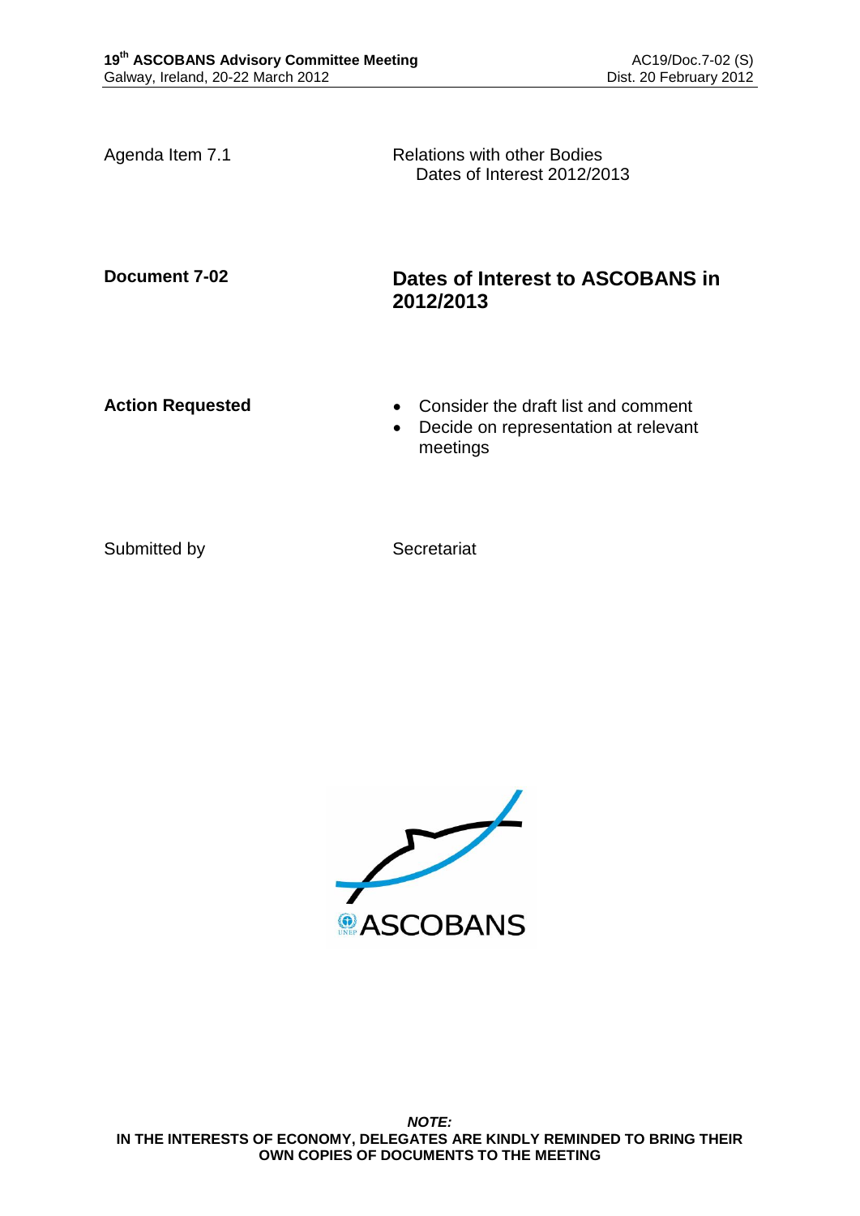Agenda Item 7.1 — Relations with other Bodies
Dates of Interest 2012/2013

**Document 7-02** — **Dates of Interest to ASCOBANS in 2012/2013**

**Action Requested**

- Consider the draft list and comment
- Decide on representation at relevant meetings

Submitted by — Secretariat

***NOTE:***
**IN THE INTERESTS OF ECONOMY, DELEGATES ARE KINDLY REMINDED TO BRING THEIR OWN COPIES OF DOCUMENTS TO THE MEETING**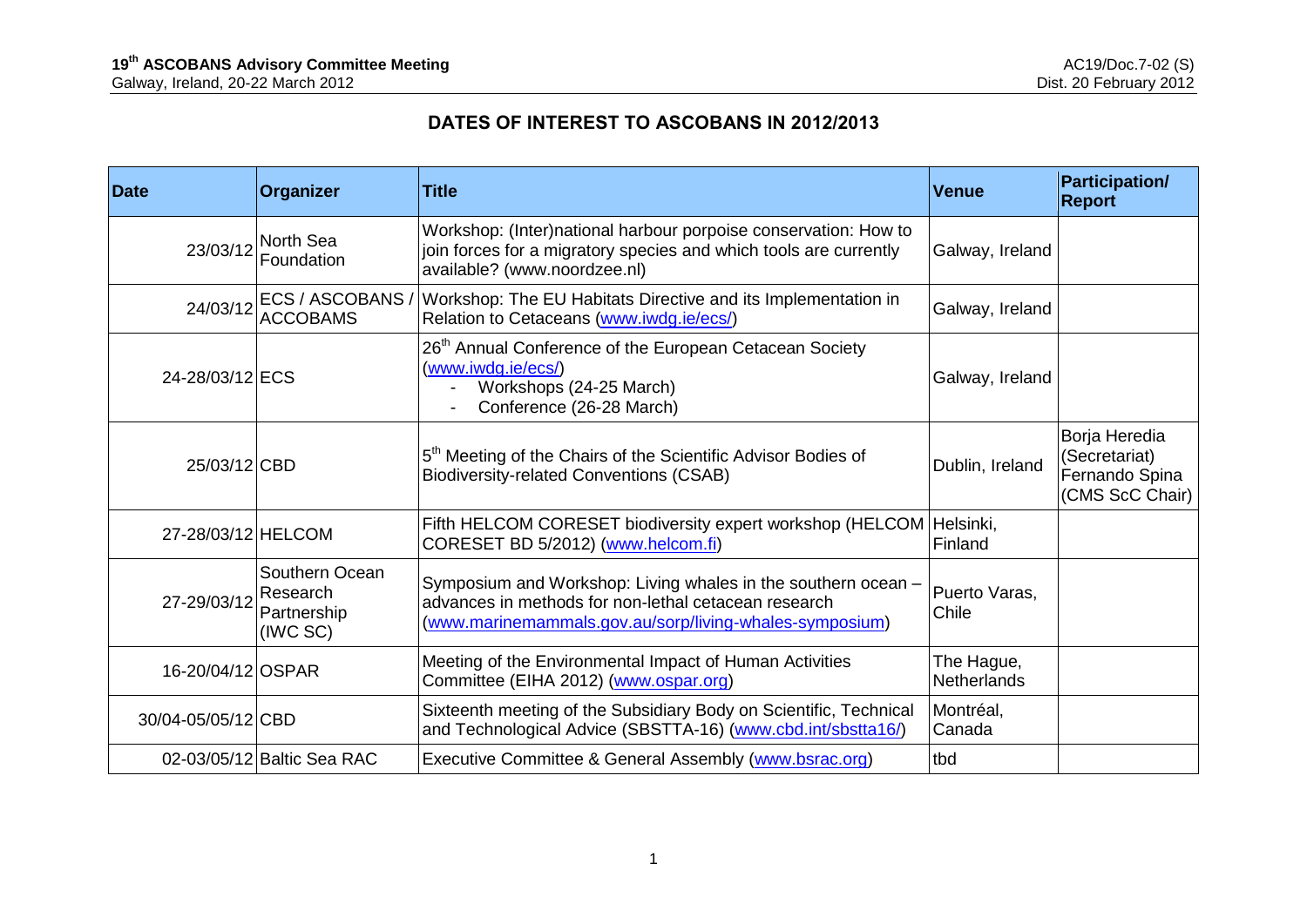## DATES OF INTEREST TO ASCOBANS IN 2012/2013

| Date | Organizer | Title | Venue | Participation/ Report |
|---|---|---|---|---|
| 23/03/12 | North Sea Foundation | Workshop: (Inter)national harbour porpoise conservation: How to join forces for a migratory species and which tools are currently available? (www.noordzee.nl) | Galway, Ireland | |
| 24/03/12 | ECS / ASCOBANS / ACCOBAMS | Workshop: The EU Habitats Directive and its Implementation in Relation to Cetaceans (www.iwdg.ie/ecs/) | Galway, Ireland | |
| 24-28/03/12 | ECS | 26th Annual Conference of the European Cetacean Society (www.iwdg.ie/ecs/)<br>- Workshops (24-25 March)<br>- Conference (26-28 March) | Galway, Ireland | |
| 25/03/12 | CBD | 5th Meeting of the Chairs of the Scientific Advisor Bodies of Biodiversity-related Conventions (CSAB) | Dublin, Ireland | Borja Heredia (Secretariat) Fernando Spina (CMS ScC Chair) |
| 27-28/03/12 | HELCOM | Fifth HELCOM CORESET biodiversity expert workshop (HELCOM CORESET BD 5/2012) (www.helcom.fi) | Helsinki, Finland | |
| 27-29/03/12 | Southern Ocean Research Partnership (IWC SC) | Symposium and Workshop: Living whales in the southern ocean – advances in methods for non-lethal cetacean research (www.marinemammals.gov.au/sorp/living-whales-symposium) | Puerto Varas, Chile | |
| 16-20/04/12 | OSPAR | Meeting of the Environmental Impact of Human Activities Committee (EIHA 2012) (www.ospar.org) | The Hague, Netherlands | |
| 30/04-05/05/12 | CBD | Sixteenth meeting of the Subsidiary Body on Scientific, Technical and Technological Advice (SBSTTA-16) (www.cbd.int/sbstta16/) | Montréal, Canada | |
| 02-03/05/12 | Baltic Sea RAC | Executive Committee & General Assembly (www.bsrac.org) | tbd | |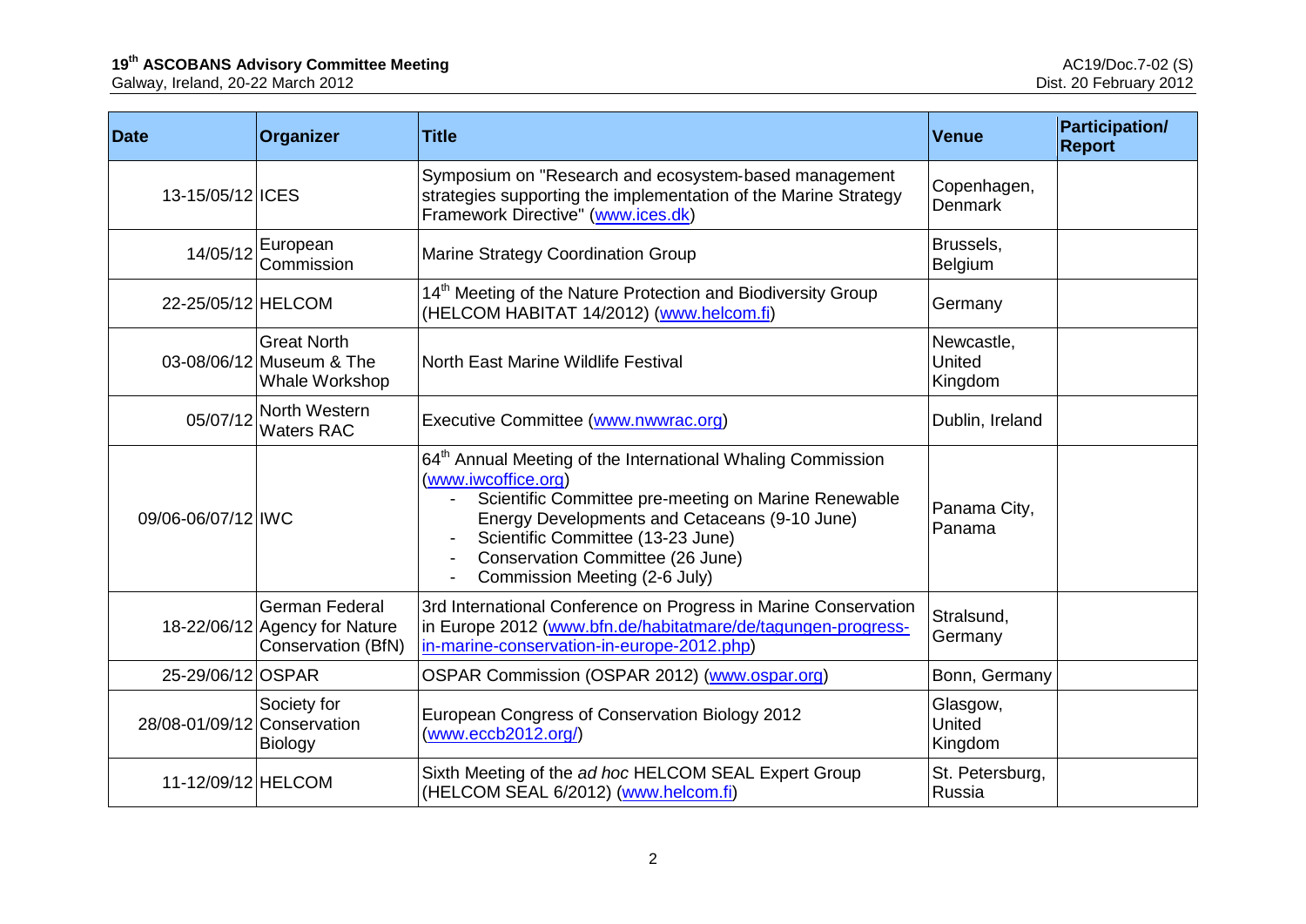| Date | Organizer | Title | Venue | Participation/ Report |
|---|---|---|---|---|
| 13-15/05/12 | ICES | Symposium on "Research and ecosystem-based management strategies supporting the implementation of the Marine Strategy Framework Directive" (www.ices.dk) | Copenhagen, Denmark | |
| 14/05/12 | European Commission | Marine Strategy Coordination Group | Brussels, Belgium | |
| 22-25/05/12 | HELCOM | 14th Meeting of the Nature Protection and Biodiversity Group (HELCOM HABITAT 14/2012) (www.helcom.fi) | Germany | |
| 03-08/06/12 | Great North Museum & The Whale Workshop | North East Marine Wildlife Festival | Newcastle, United Kingdom | |
| 05/07/12 | North Western Waters RAC | Executive Committee (www.nwwrac.org) | Dublin, Ireland | |
| 09/06-06/07/12 | IWC | 64th Annual Meeting of the International Whaling Commission (www.iwcoffice.org)<br>- Scientific Committee pre-meeting on Marine Renewable Energy Developments and Cetaceans (9-10 June)<br>- Scientific Committee (13-23 June)<br>- Conservation Committee (26 June)<br>- Commission Meeting (2-6 July) | Panama City, Panama | |
| 18-22/06/12 | German Federal Agency for Nature Conservation (BfN) | 3rd International Conference on Progress in Marine Conservation in Europe 2012 (www.bfn.de/habitatmare/de/tagungen-progress-in-marine-conservation-in-europe-2012.php) | Stralsund, Germany | |
| 25-29/06/12 | OSPAR | OSPAR Commission (OSPAR 2012) (www.ospar.org) | Bonn, Germany | |
| 28/08-01/09/12 | Society for Conservation Biology | European Congress of Conservation Biology 2012 (www.eccb2012.org/) | Glasgow, United Kingdom | |
| 11-12/09/12 | HELCOM | Sixth Meeting of the *ad hoc* HELCOM SEAL Expert Group (HELCOM SEAL 6/2012) (www.helcom.fi) | St. Petersburg, Russia | |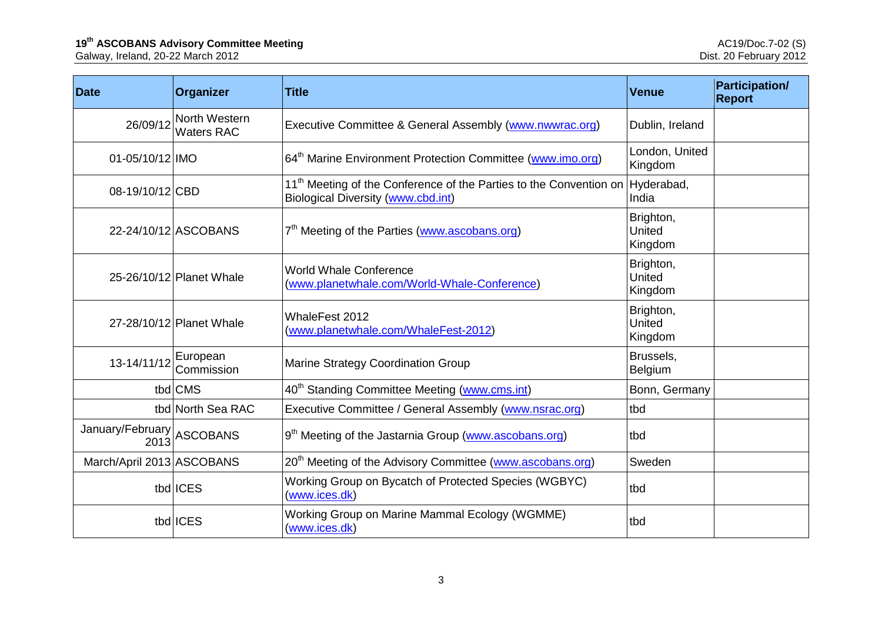| Date | Organizer | Title | Venue | Participation/ Report |
|---|---|---|---|---|
| 26/09/12 | North Western Waters RAC | Executive Committee & General Assembly (www.nwwrac.org) | Dublin, Ireland | |
| 01-05/10/12 | IMO | 64th Marine Environment Protection Committee (www.imo.org) | London, United Kingdom | |
| 08-19/10/12 | CBD | 11th Meeting of the Conference of the Parties to the Convention on Biological Diversity (www.cbd.int) | Hyderabad, India | |
| 22-24/10/12 | ASCOBANS | 7th Meeting of the Parties (www.ascobans.org) | Brighton, United Kingdom | |
| 25-26/10/12 | Planet Whale | World Whale Conference (www.planetwhale.com/World-Whale-Conference) | Brighton, United Kingdom | |
| 27-28/10/12 | Planet Whale | WhaleFest 2012 (www.planetwhale.com/WhaleFest-2012) | Brighton, United Kingdom | |
| 13-14/11/12 | European Commission | Marine Strategy Coordination Group | Brussels, Belgium | |
| tbd | CMS | 40th Standing Committee Meeting (www.cms.int) | Bonn, Germany | |
| tbd | North Sea RAC | Executive Committee / General Assembly (www.nsrac.org) | tbd | |
| January/February 2013 | ASCOBANS | 9th Meeting of the Jastarnia Group (www.ascobans.org) | tbd | |
| March/April 2013 | ASCOBANS | 20th Meeting of the Advisory Committee (www.ascobans.org) | Sweden | |
| tbd | ICES | Working Group on Bycatch of Protected Species (WGBYC) (www.ices.dk) | tbd | |
| tbd | ICES | Working Group on Marine Mammal Ecology (WGMME) (www.ices.dk) | tbd | |